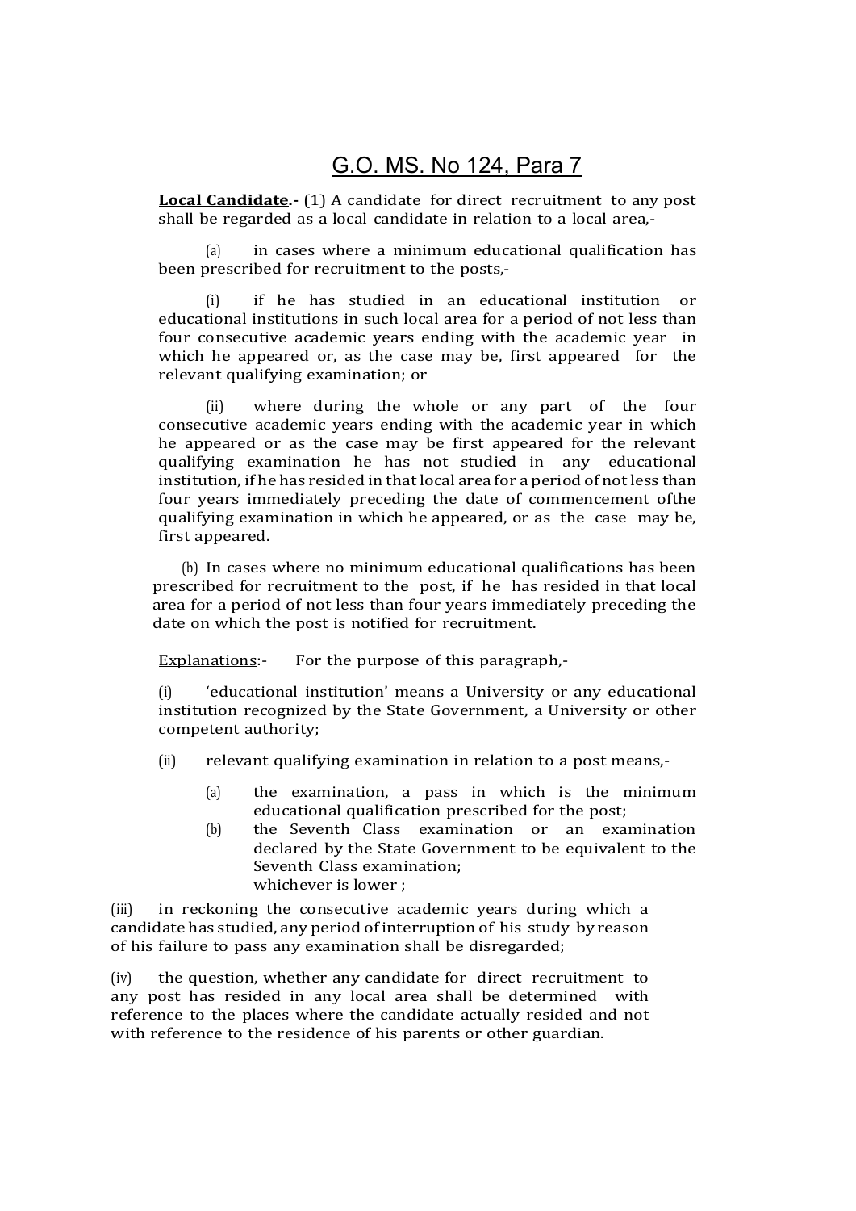# G.O. MS. No 124, Para 7

**Local Candidate.-** (1) A candidate for direct recruitment to any post shall be regarded as a local candidate in relation to a local area,-

(a) in cases where a minimum educational qualification has been prescribed for recruitment to the posts,-

(i) if he has studied in an educational institution or educational institutions in such local area for a period of not less than four consecutive academic years ending with the academic year in which he appeared or, as the case may be, first appeared for the relevant qualifying examination; or

(ii) where during the whole or any part of the four consecutive academic years ending with the academic year in which he appeared or as the case may be first appeared for the relevant qualifying examination he has not studied in any educational institution, if he has resided in that local area for a period of not less than four years immediately preceding the date of commencement ofthe qualifying examination in which he appeared, or as the case may be, first appeared.

(b) In cases where no minimum educational qualifications has been prescribed for recruitment to the post, if he has resided in that local area for a period of not less than four years immediately preceding the date on which the post is notified for recruitment.

Explanations:- For the purpose of this paragraph,-

(i) 'educational institution' means a University or any educational institution recognized by the State Government, a University or other competent authority;

(ii) relevant qualifying examination in relation to a post means,-

(a) the examination, a pass in which is the minimum educational qualification prescribed for the post;

(b) the Seventh Class examination or an examination declared by the State Government to be equivalent to the Seventh Class examination;
whichever is lower ;

(iii) in reckoning the consecutive academic years during which a candidate has studied, any period of interruption of his study by reason of his failure to pass any examination shall be disregarded;

(iv) the question, whether any candidate for direct recruitment to any post has resided in any local area shall be determined with reference to the places where the candidate actually resided and not with reference to the residence of his parents or other guardian.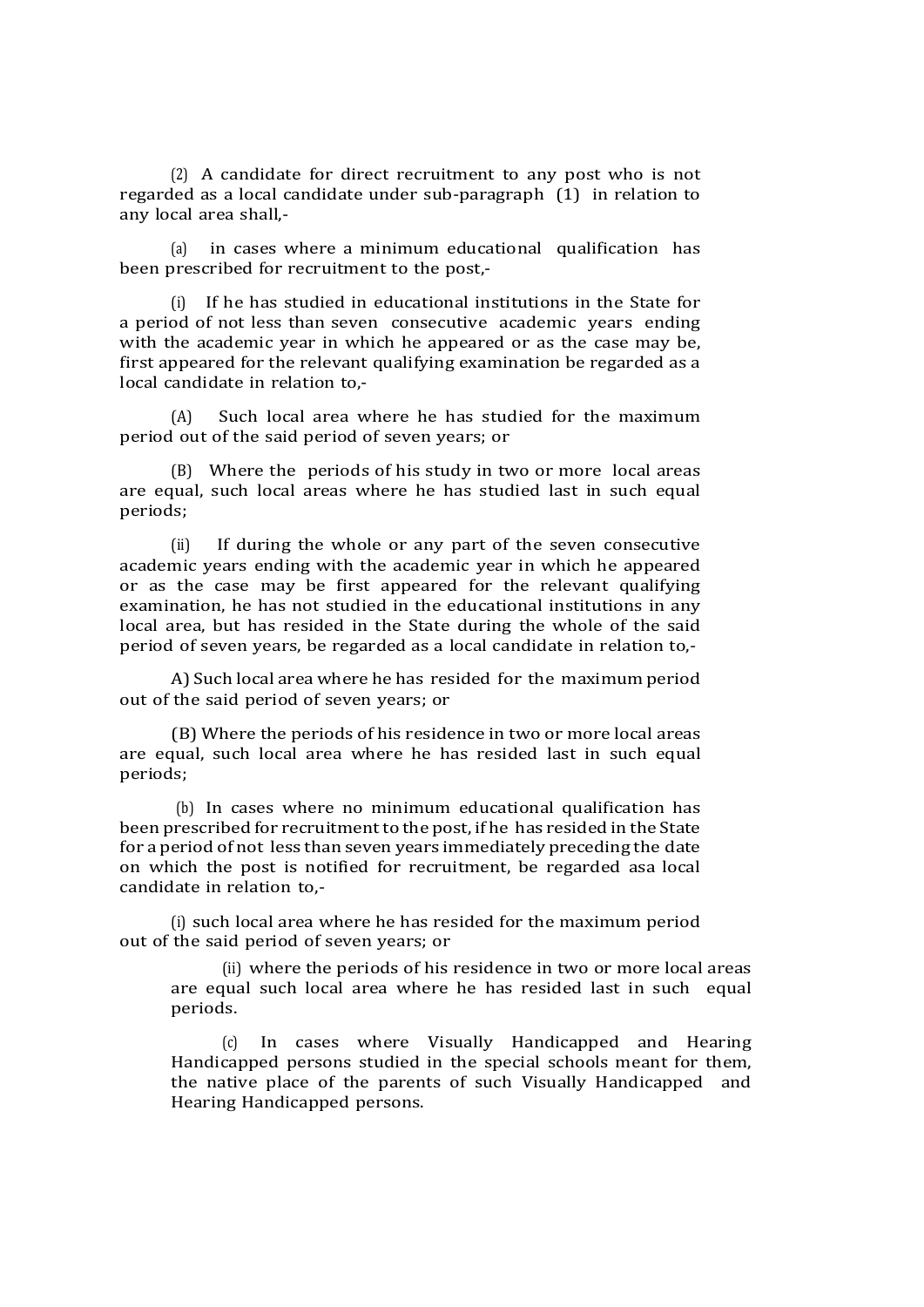(2) A candidate for direct recruitment to any post who is not regarded as a local candidate under sub-paragraph (1) in relation to any local area shall,-

(a) in cases where a minimum educational qualification has been prescribed for recruitment to the post,-

(i) If he has studied in educational institutions in the State for a period of not less than seven consecutive academic years ending with the academic year in which he appeared or as the case may be, first appeared for the relevant qualifying examination be regarded as a local candidate in relation to,-

(A) Such local area where he has studied for the maximum period out of the said period of seven years; or

(B) Where the periods of his study in two or more local areas are equal, such local areas where he has studied last in such equal periods;

(ii) If during the whole or any part of the seven consecutive academic years ending with the academic year in which he appeared or as the case may be first appeared for the relevant qualifying examination, he has not studied in the educational institutions in any local area, but has resided in the State during the whole of the said period of seven years, be regarded as a local candidate in relation to,-

A) Such local area where he has resided for the maximum period out of the said period of seven years; or

(B) Where the periods of his residence in two or more local areas are equal, such local area where he has resided last in such equal periods;

(b) In cases where no minimum educational qualification has been prescribed for recruitment to the post, if he has resided in the State for a period of not less than seven years immediately preceding the date on which the post is notified for recruitment, be regarded asa local candidate in relation to,-

(i) such local area where he has resided for the maximum period out of the said period of seven years; or

(ii) where the periods of his residence in two or more local areas are equal such local area where he has resided last in such equal periods.

(c) In cases where Visually Handicapped and Hearing Handicapped persons studied in the special schools meant for them, the native place of the parents of such Visually Handicapped and Hearing Handicapped persons.